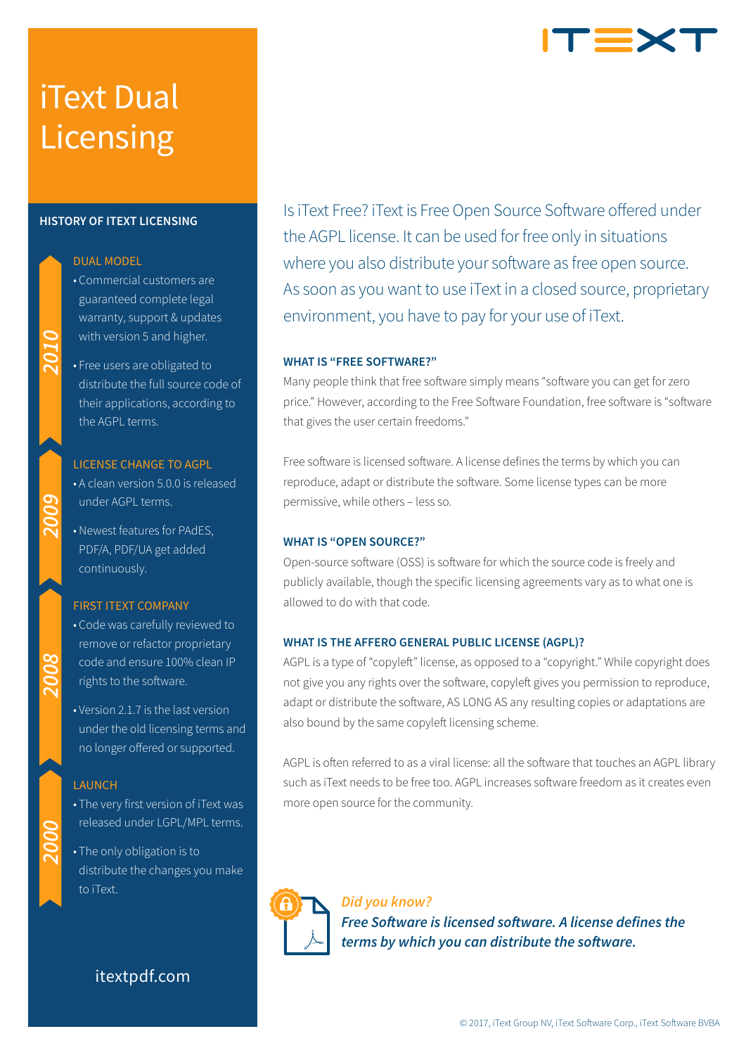# iText Dual Licensing

## HISTORY OF ITEXT LICENSING

### 2010 — DUAL MODEL

- Commercial customers are guaranteed complete legal warranty, support & updates with version 5 and higher.
- Free users are obligated to distribute the full source code of their applications, according to the AGPL terms.

### 2009 — LICENSE CHANGE TO AGPL

- A clean version 5.0.0 is released under AGPL terms.
- Newest features for PAdES, PDF/A, PDF/UA get added continuously.

### 2008 — FIRST ITEXT COMPANY

- Code was carefully reviewed to remove or refactor proprietary code and ensure 100% clean IP rights to the software.
- Version 2.1.7 is the last version under the old licensing terms and no longer offered or supported.

### 2000 — LAUNCH

- The very first version of iText was released under LGPL/MPL terms.
- The only obligation is to distribute the changes you make to iText.

itextpdf.com

Is iText Free? iText is Free Open Source Software offered under the AGPL license. It can be used for free only in situations where you also distribute your software as free open source. As soon as you want to use iText in a closed source, proprietary environment, you have to pay for your use of iText.

### WHAT IS "FREE SOFTWARE?"

Many people think that free software simply means "software you can get for zero price." However, according to the Free Software Foundation, free software is "software that gives the user certain freedoms."

Free software is licensed software. A license defines the terms by which you can reproduce, adapt or distribute the software. Some license types can be more permissive, while others – less so.

### WHAT IS "OPEN SOURCE?"

Open-source software (OSS) is software for which the source code is freely and publicly available, though the specific licensing agreements vary as to what one is allowed to do with that code.

### WHAT IS THE AFFERO GENERAL PUBLIC LICENSE (AGPL)?

AGPL is a type of "copyleft" license, as opposed to a "copyright." While copyright does not give you any rights over the software, copyleft gives you permission to reproduce, adapt or distribute the software, AS LONG AS any resulting copies or adaptations are also bound by the same copyleft licensing scheme.

AGPL is often referred to as a viral license: all the software that touches an AGPL library such as iText needs to be free too. AGPL increases software freedom as it creates even more open source for the community.

***Did you know?***

***Free Software is licensed software. A license defines the terms by which you can distribute the software.***

© 2017, iText Group NV, iText Software Corp., iText Software BVBA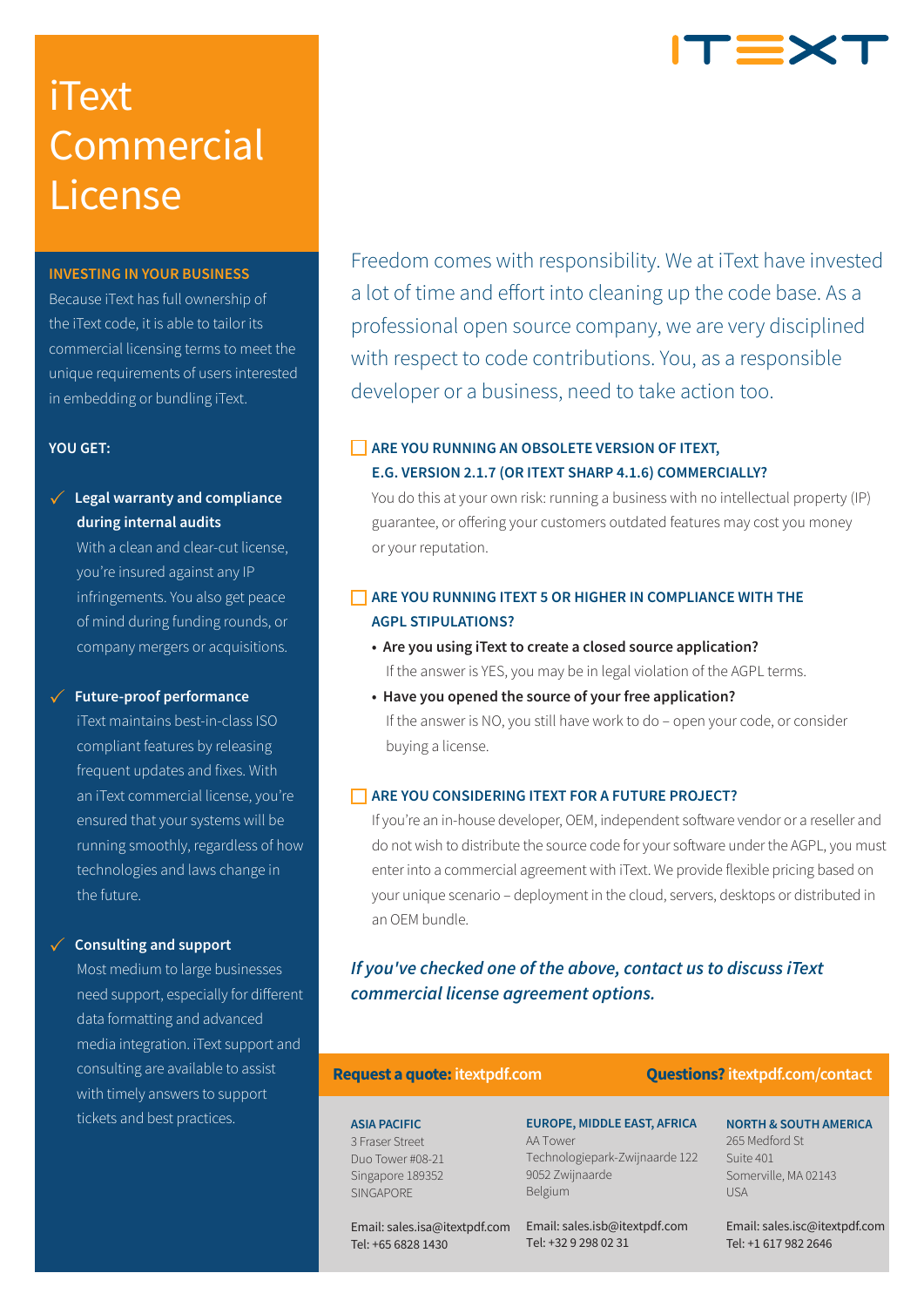# iText Commercial License

## INVESTING IN YOUR BUSINESS

Because iText has full ownership of the iText code, it is able to tailor its commercial licensing terms to meet the unique requirements of users interested in embedding or bundling iText.

### YOU GET:

- ✓ **Legal warranty and compliance during internal audits**
  With a clean and clear-cut license, you're insured against any IP infringements. You also get peace of mind during funding rounds, or company mergers or acquisitions.

- ✓ **Future-proof performance**
  iText maintains best-in-class ISO compliant features by releasing frequent updates and fixes. With an iText commercial license, you're ensured that your systems will be running smoothly, regardless of how technologies and laws change in the future.

- ✓ **Consulting and support**
  Most medium to large businesses need support, especially for different data formatting and advanced media integration. iText support and consulting are available to assist with timely answers to support tickets and best practices.

Freedom comes with responsibility. We at iText have invested a lot of time and effort into cleaning up the code base. As a professional open source company, we are very disciplined with respect to code contributions. You, as a responsible developer or a business, need to take action too.

☐ **ARE YOU RUNNING AN OBSOLETE VERSION OF ITEXT, E.G. VERSION 2.1.7 (OR ITEXT SHARP 4.1.6) COMMERCIALLY?**

You do this at your own risk: running a business with no intellectual property (IP) guarantee, or offering your customers outdated features may cost you money or your reputation.

☐ **ARE YOU RUNNING ITEXT 5 OR HIGHER IN COMPLIANCE WITH THE AGPL STIPULATIONS?**

- **Are you using iText to create a closed source application?**
  If the answer is YES, you may be in legal violation of the AGPL terms.
- **Have you opened the source of your free application?**
  If the answer is NO, you still have work to do – open your code, or consider buying a license.

☐ **ARE YOU CONSIDERING ITEXT FOR A FUTURE PROJECT?**

If you're an in-house developer, OEM, independent software vendor or a reseller and do not wish to distribute the source code for your software under the AGPL, you must enter into a commercial agreement with iText. We provide flexible pricing based on your unique scenario – deployment in the cloud, servers, desktops or distributed in an OEM bundle.

***If you've checked one of the above, contact us to discuss iText commercial license agreement options.***

**Request a quote:** itextpdf.com

**Questions?** itextpdf.com/contact

**ASIA PACIFIC**
3 Fraser Street
Duo Tower #08-21
Singapore 189352
SINGAPORE

Email: sales.isa@itextpdf.com
Tel: +65 6828 1430

**EUROPE, MIDDLE EAST, AFRICA**
AA Tower
Technologiepark-Zwijnaarde 122
9052 Zwijnaarde
Belgium

Email: sales.isb@itextpdf.com
Tel: +32 9 298 02 31

**NORTH & SOUTH AMERICA**
265 Medford St
Suite 401
Somerville, MA 02143
USA

Email: sales.isc@itextpdf.com
Tel: +1 617 982 2646